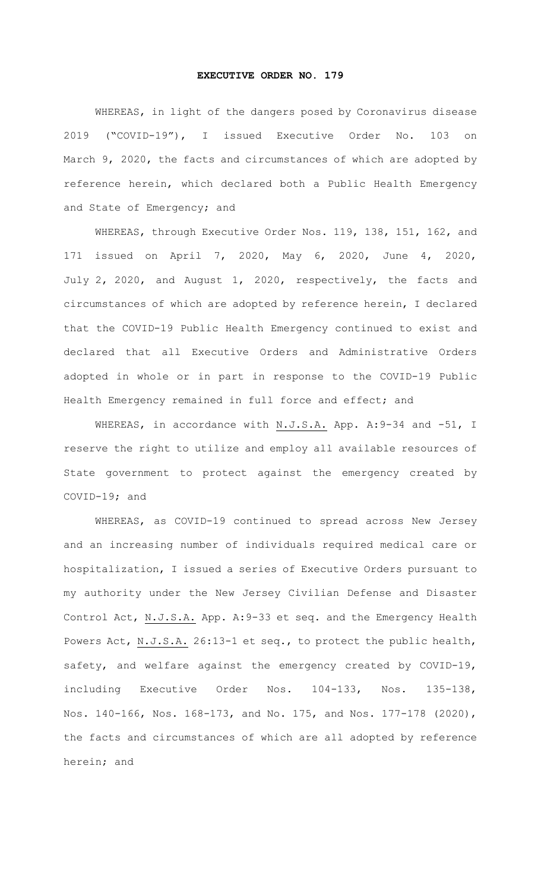# EXECUTIVE ORDER NO. 179

WHEREAS, in light of the dangers posed by Coronavirus disease 2019 ("COVID-19"), I issued Executive Order No. 103 on March 9, 2020, the facts and circumstances of which are adopted by reference herein, which declared both a Public Health Emergency and State of Emergency; and

WHEREAS, through Executive Order Nos. 119, 138, 151, 162, and 171 issued on April 7, 2020, May 6, 2020, June 4, 2020, July 2, 2020, and August 1, 2020, respectively, the facts and circumstances of which are adopted by reference herein, I declared that the COVID-19 Public Health Emergency continued to exist and declared that all Executive Orders and Administrative Orders adopted in whole or in part in response to the COVID-19 Public Health Emergency remained in full force and effect; and

WHEREAS, in accordance with N.J.S.A. App. A:9-34 and -51, I reserve the right to utilize and employ all available resources of State government to protect against the emergency created by COVID-19; and

WHEREAS, as COVID-19 continued to spread across New Jersey and an increasing number of individuals required medical care or hospitalization, I issued a series of Executive Orders pursuant to my authority under the New Jersey Civilian Defense and Disaster Control Act, N.J.S.A. App. A:9-33 et seq. and the Emergency Health Powers Act, N.J.S.A. 26:13-1 et seq., to protect the public health, safety, and welfare against the emergency created by COVID-19, including Executive Order Nos. 104-133, Nos. 135-138, Nos. 140-166, Nos. 168-173, and No. 175, and Nos. 177-178 (2020), the facts and circumstances of which are all adopted by reference herein; and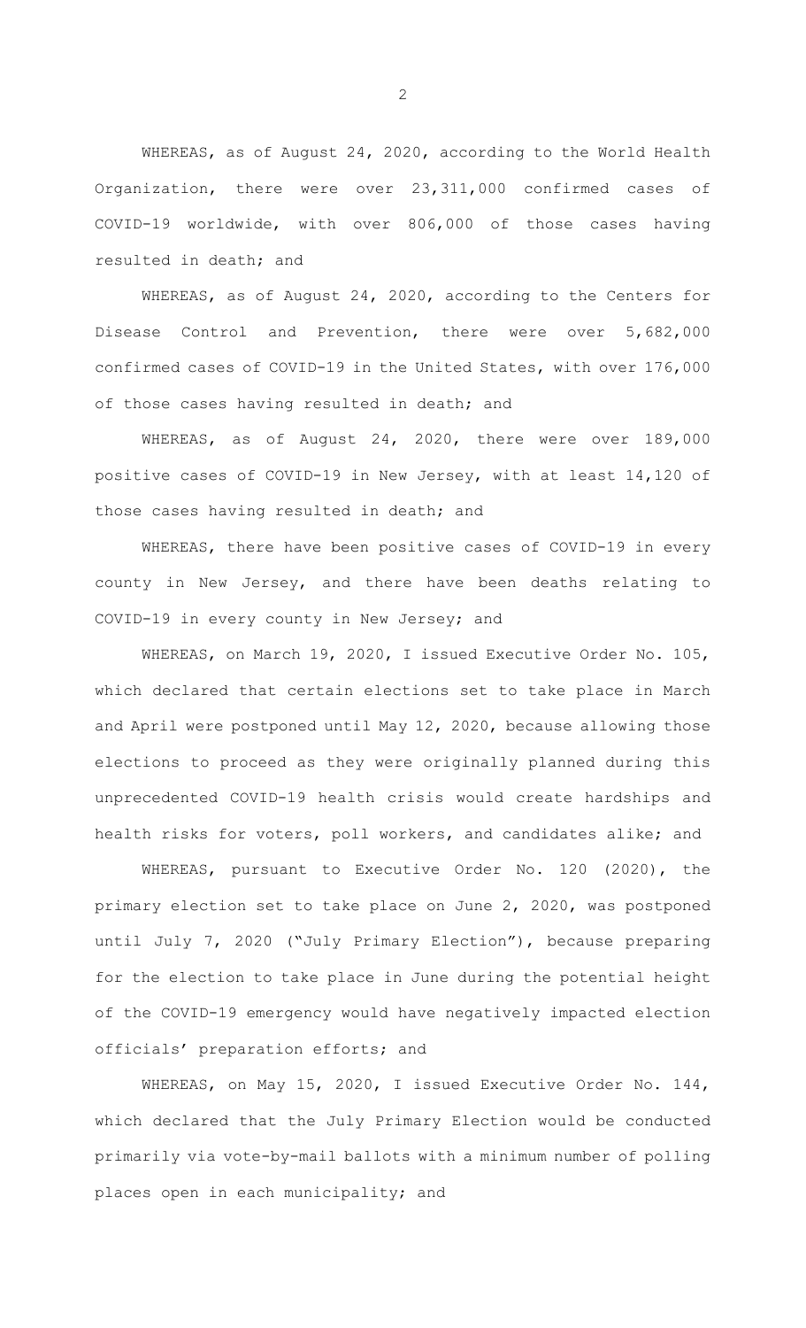WHEREAS, as of August 24, 2020, according to the World Health Organization, there were over 23,311,000 confirmed cases of COVID-19 worldwide, with over 806,000 of those cases having resulted in death; and

WHEREAS, as of August 24, 2020, according to the Centers for Disease Control and Prevention, there were over 5,682,000 confirmed cases of COVID-19 in the United States, with over 176,000 of those cases having resulted in death; and

WHEREAS, as of August 24, 2020, there were over 189,000 positive cases of COVID-19 in New Jersey, with at least 14,120 of those cases having resulted in death; and

WHEREAS, there have been positive cases of COVID-19 in every county in New Jersey, and there have been deaths relating to COVID-19 in every county in New Jersey; and

WHEREAS, on March 19, 2020, I issued Executive Order No. 105, which declared that certain elections set to take place in March and April were postponed until May 12, 2020, because allowing those elections to proceed as they were originally planned during this unprecedented COVID-19 health crisis would create hardships and health risks for voters, poll workers, and candidates alike; and

WHEREAS, pursuant to Executive Order No. 120 (2020), the primary election set to take place on June 2, 2020, was postponed until July 7, 2020 ("July Primary Election"), because preparing for the election to take place in June during the potential height of the COVID-19 emergency would have negatively impacted election officials' preparation efforts; and

WHEREAS, on May 15, 2020, I issued Executive Order No. 144, which declared that the July Primary Election would be conducted primarily via vote-by-mail ballots with a minimum number of polling places open in each municipality; and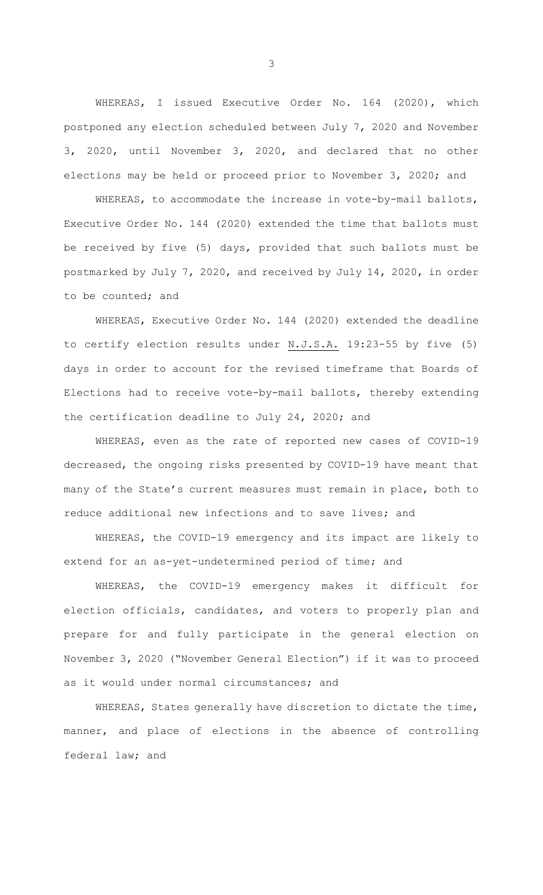WHEREAS, I issued Executive Order No. 164 (2020), which postponed any election scheduled between July 7, 2020 and November 3, 2020, until November 3, 2020, and declared that no other elections may be held or proceed prior to November 3, 2020; and

WHEREAS, to accommodate the increase in vote-by-mail ballots, Executive Order No. 144 (2020) extended the time that ballots must be received by five (5) days, provided that such ballots must be postmarked by July 7, 2020, and received by July 14, 2020, in order to be counted; and

WHEREAS, Executive Order No. 144 (2020) extended the deadline to certify election results under N.J.S.A. 19:23-55 by five (5) days in order to account for the revised timeframe that Boards of Elections had to receive vote-by-mail ballots, thereby extending the certification deadline to July 24, 2020; and

WHEREAS, even as the rate of reported new cases of COVID-19 decreased, the ongoing risks presented by COVID-19 have meant that many of the State's current measures must remain in place, both to reduce additional new infections and to save lives; and

WHEREAS, the COVID-19 emergency and its impact are likely to extend for an as-yet-undetermined period of time; and

WHEREAS, the COVID-19 emergency makes it difficult for election officials, candidates, and voters to properly plan and prepare for and fully participate in the general election on November 3, 2020 ("November General Election") if it was to proceed as it would under normal circumstances; and

WHEREAS, States generally have discretion to dictate the time, manner, and place of elections in the absence of controlling federal law; and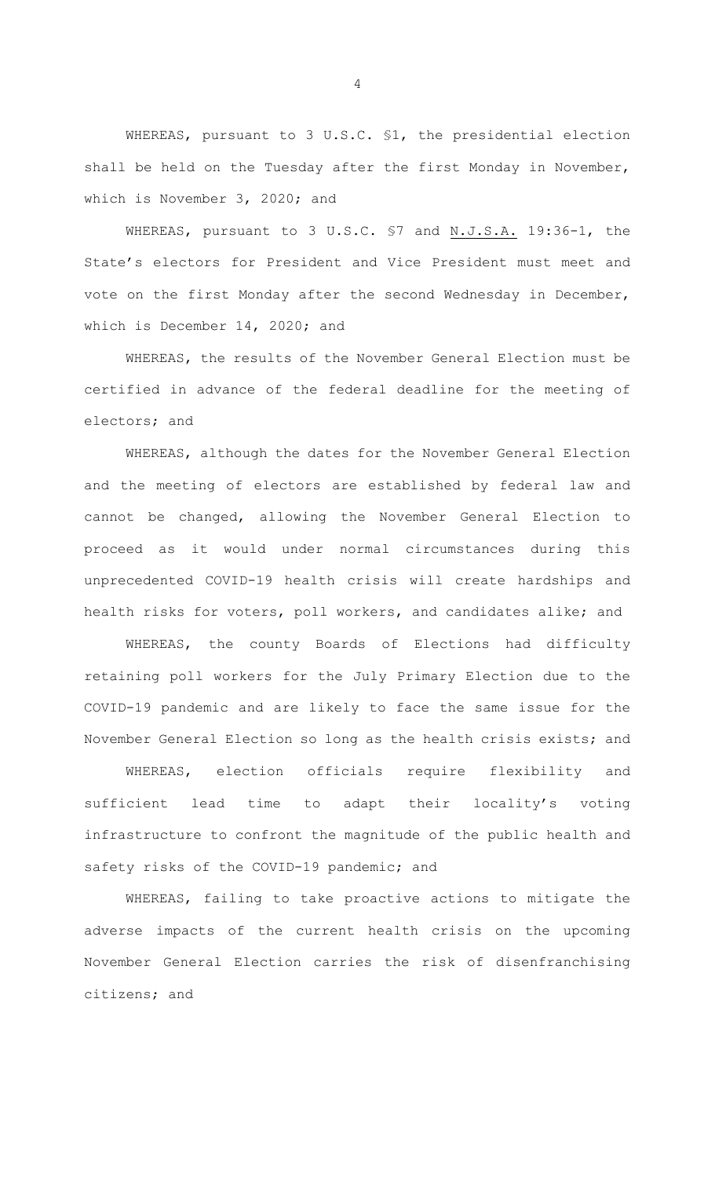WHEREAS, pursuant to 3 U.S.C. §1, the presidential election shall be held on the Tuesday after the first Monday in November, which is November 3, 2020; and

WHEREAS, pursuant to 3 U.S.C. §7 and N.J.S.A. 19:36-1, the State's electors for President and Vice President must meet and vote on the first Monday after the second Wednesday in December, which is December 14, 2020; and

WHEREAS, the results of the November General Election must be certified in advance of the federal deadline for the meeting of electors; and

WHEREAS, although the dates for the November General Election and the meeting of electors are established by federal law and cannot be changed, allowing the November General Election to proceed as it would under normal circumstances during this unprecedented COVID-19 health crisis will create hardships and health risks for voters, poll workers, and candidates alike; and

WHEREAS, the county Boards of Elections had difficulty retaining poll workers for the July Primary Election due to the COVID-19 pandemic and are likely to face the same issue for the November General Election so long as the health crisis exists; and

WHEREAS, election officials require flexibility and sufficient lead time to adapt their locality's voting infrastructure to confront the magnitude of the public health and safety risks of the COVID-19 pandemic; and

WHEREAS, failing to take proactive actions to mitigate the adverse impacts of the current health crisis on the upcoming November General Election carries the risk of disenfranchising citizens; and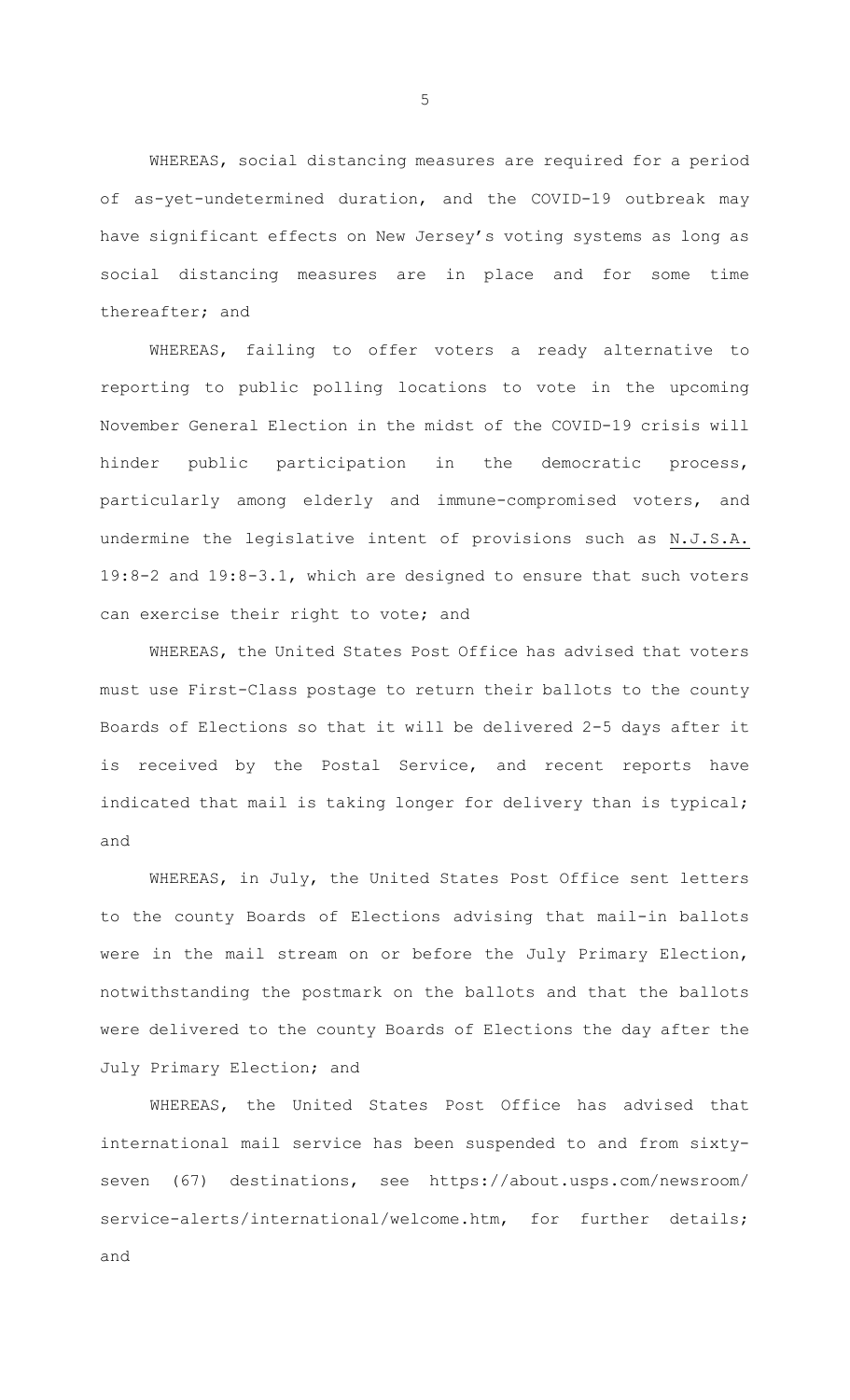WHEREAS, social distancing measures are required for a period of as-yet-undetermined duration, and the COVID-19 outbreak may have significant effects on New Jersey's voting systems as long as social distancing measures are in place and for some time thereafter; and

WHEREAS, failing to offer voters a ready alternative to reporting to public polling locations to vote in the upcoming November General Election in the midst of the COVID-19 crisis will hinder public participation in the democratic process, particularly among elderly and immune-compromised voters, and undermine the legislative intent of provisions such as N.J.S.A. 19:8-2 and 19:8-3.1, which are designed to ensure that such voters can exercise their right to vote; and

WHEREAS, the United States Post Office has advised that voters must use First-Class postage to return their ballots to the county Boards of Elections so that it will be delivered 2-5 days after it is received by the Postal Service, and recent reports have indicated that mail is taking longer for delivery than is typical; and

WHEREAS, in July, the United States Post Office sent letters to the county Boards of Elections advising that mail-in ballots were in the mail stream on or before the July Primary Election, notwithstanding the postmark on the ballots and that the ballots were delivered to the county Boards of Elections the day after the July Primary Election; and

WHEREAS, the United States Post Office has advised that international mail service has been suspended to and from sixty-seven (67) destinations, see https://about.usps.com/newsroom/service-alerts/international/welcome.htm, for further details; and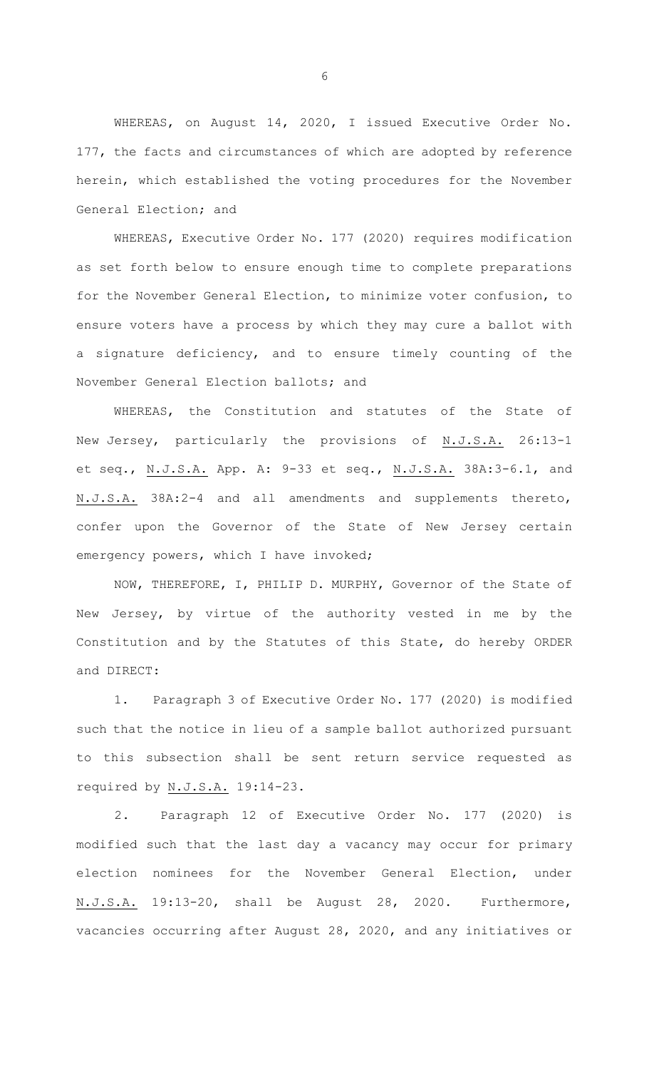WHEREAS, on August 14, 2020, I issued Executive Order No. 177, the facts and circumstances of which are adopted by reference herein, which established the voting procedures for the November General Election; and

WHEREAS, Executive Order No. 177 (2020) requires modification as set forth below to ensure enough time to complete preparations for the November General Election, to minimize voter confusion, to ensure voters have a process by which they may cure a ballot with a signature deficiency, and to ensure timely counting of the November General Election ballots; and

WHEREAS, the Constitution and statutes of the State of New Jersey, particularly the provisions of N.J.S.A. 26:13-1 et seq., N.J.S.A. App. A: 9-33 et seq., N.J.S.A. 38A:3-6.1, and N.J.S.A. 38A:2-4 and all amendments and supplements thereto, confer upon the Governor of the State of New Jersey certain emergency powers, which I have invoked;

NOW, THEREFORE, I, PHILIP D. MURPHY, Governor of the State of New Jersey, by virtue of the authority vested in me by the Constitution and by the Statutes of this State, do hereby ORDER and DIRECT:

1. Paragraph 3 of Executive Order No. 177 (2020) is modified such that the notice in lieu of a sample ballot authorized pursuant to this subsection shall be sent return service requested as required by N.J.S.A. 19:14-23.

2. Paragraph 12 of Executive Order No. 177 (2020) is modified such that the last day a vacancy may occur for primary election nominees for the November General Election, under N.J.S.A. 19:13-20, shall be August 28, 2020. Furthermore, vacancies occurring after August 28, 2020, and any initiatives or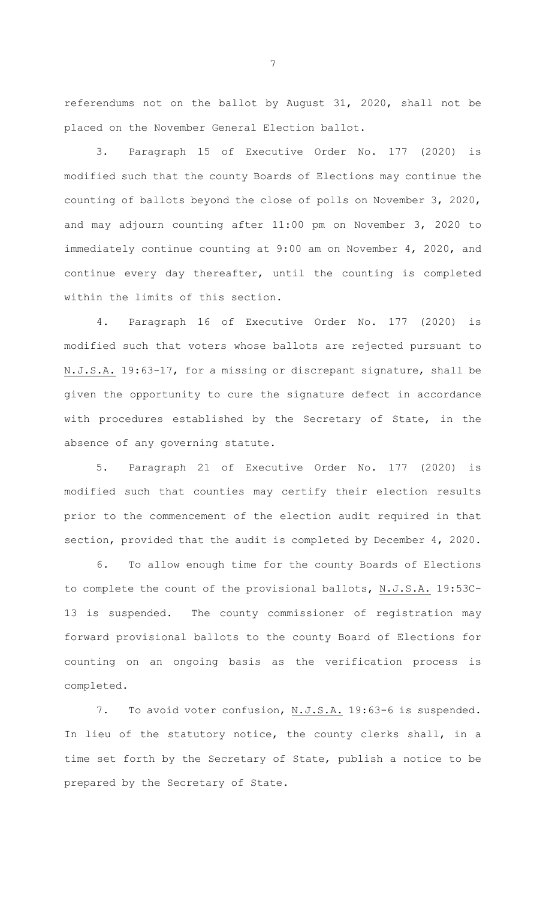referendums not on the ballot by August 31, 2020, shall not be placed on the November General Election ballot.

3. Paragraph 15 of Executive Order No. 177 (2020) is modified such that the county Boards of Elections may continue the counting of ballots beyond the close of polls on November 3, 2020, and may adjourn counting after 11:00 pm on November 3, 2020 to immediately continue counting at 9:00 am on November 4, 2020, and continue every day thereafter, until the counting is completed within the limits of this section.

4. Paragraph 16 of Executive Order No. 177 (2020) is modified such that voters whose ballots are rejected pursuant to N.J.S.A. 19:63-17, for a missing or discrepant signature, shall be given the opportunity to cure the signature defect in accordance with procedures established by the Secretary of State, in the absence of any governing statute.

5. Paragraph 21 of Executive Order No. 177 (2020) is modified such that counties may certify their election results prior to the commencement of the election audit required in that section, provided that the audit is completed by December 4, 2020.

6. To allow enough time for the county Boards of Elections to complete the count of the provisional ballots, N.J.S.A. 19:53C-13 is suspended. The county commissioner of registration may forward provisional ballots to the county Board of Elections for counting on an ongoing basis as the verification process is completed.

7. To avoid voter confusion, N.J.S.A. 19:63-6 is suspended. In lieu of the statutory notice, the county clerks shall, in a time set forth by the Secretary of State, publish a notice to be prepared by the Secretary of State.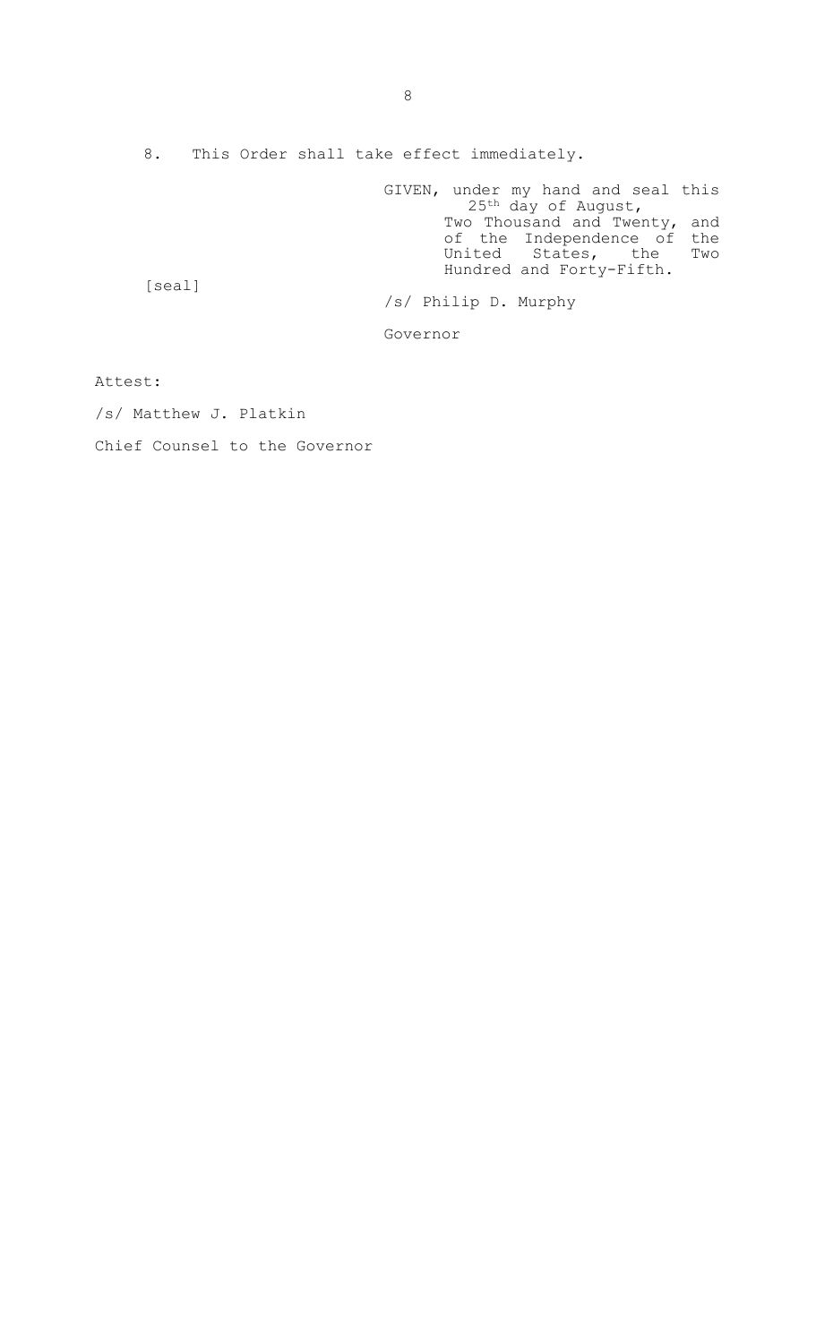8. This Order shall take effect immediately.

GIVEN, under my hand and seal this 25th day of August, Two Thousand and Twenty, and of the Independence of the United States, the Two Hundred and Forty-Fifth.

[seal]

/s/ Philip D. Murphy

Governor

Attest:

/s/ Matthew J. Platkin

Chief Counsel to the Governor